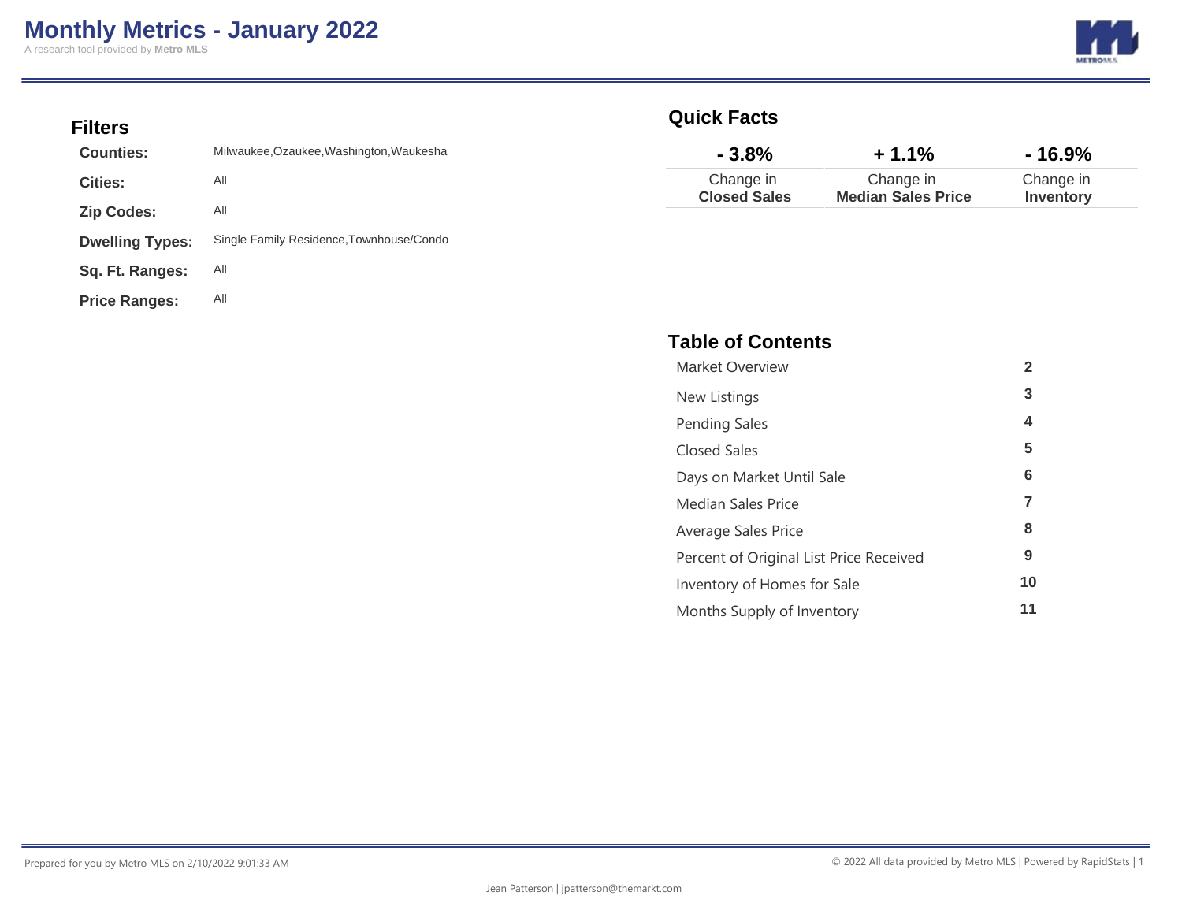# Monthly Metrics - January 2022

A research tool provided by **Metro MLS**

## Filters

| | |
|---|---|
| **Counties:** | Milwaukee,Ozaukee,Washington,Waukesha |
| **Cities:** | All |
| **Zip Codes:** | All |
| **Dwelling Types:** | Single Family Residence,Townhouse/Condo |
| **Sq. Ft. Ranges:** | All |
| **Price Ranges:** | All |

## Quick Facts

| - 3.8% | + 1.1% | - 16.9% |
|---|---|---|
| Change in **Closed Sales** | Change in **Median Sales Price** | Change in **Inventory** |

## Table of Contents

| | |
|---|---|
| Market Overview | 2 |
| New Listings | 3 |
| Pending Sales | 4 |
| Closed Sales | 5 |
| Days on Market Until Sale | 6 |
| Median Sales Price | 7 |
| Average Sales Price | 8 |
| Percent of Original List Price Received | 9 |
| Inventory of Homes for Sale | 10 |
| Months Supply of Inventory | 11 |

Prepared for you by Metro MLS on 2/10/2022 9:01:33 AM

© 2022 All data provided by Metro MLS | Powered by RapidStats

Jean Patterson | jpatterson@themarkt.com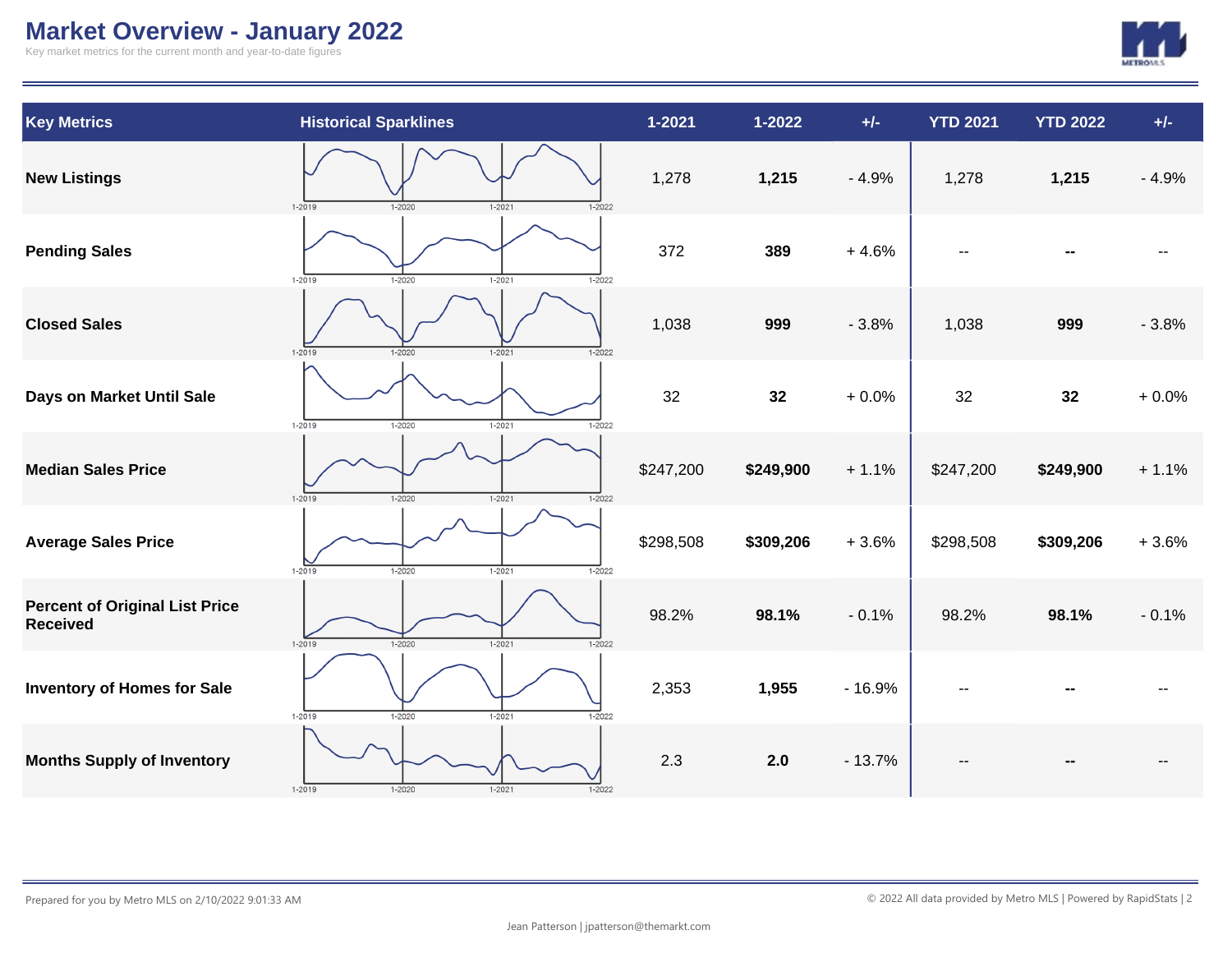# Market Overview - January 2022

Key market metrics for the current month and year-to-date figures

| Key Metrics | Historical Sparklines | 1-2021 | 1-2022 | +/- | YTD 2021 | YTD 2022 | +/- |
|---|---|---|---|---|---|---|---|
| **New Listings** | 1-2019 1-2020 1-2021 1-2022 | 1,278 | **1,215** | - 4.9% | 1,278 | **1,215** | - 4.9% |
| **Pending Sales** | 1-2019 1-2020 1-2021 1-2022 | 372 | **389** | + 4.6% | -- | **--** | -- |
| **Closed Sales** | 1-2019 1-2020 1-2021 1-2022 | 1,038 | **999** | - 3.8% | 1,038 | **999** | - 3.8% |
| **Days on Market Until Sale** | 1-2019 1-2020 1-2021 1-2022 | 32 | **32** | + 0.0% | 32 | **32** | + 0.0% |
| **Median Sales Price** | 1-2019 1-2020 1-2021 1-2022 | $247,200 | **$249,900** | + 1.1% | $247,200 | **$249,900** | + 1.1% |
| **Average Sales Price** | 1-2019 1-2020 1-2021 1-2022 | $298,508 | **$309,206** | + 3.6% | $298,508 | **$309,206** | + 3.6% |
| **Percent of Original List Price Received** | 1-2019 1-2020 1-2021 1-2022 | 98.2% | **98.1%** | - 0.1% | 98.2% | **98.1%** | - 0.1% |
| **Inventory of Homes for Sale** | 1-2019 1-2020 1-2021 1-2022 | 2,353 | **1,955** | - 16.9% | -- | **--** | -- |
| **Months Supply of Inventory** | 1-2019 1-2020 1-2021 1-2022 | 2.3 | **2.0** | - 13.7% | -- | **--** | -- |

Prepared for you by Metro MLS on 2/10/2022 9:01:33 AM

© 2022 All data provided by Metro MLS | Powered by RapidStats

Jean Patterson | jpatterson@themarkt.com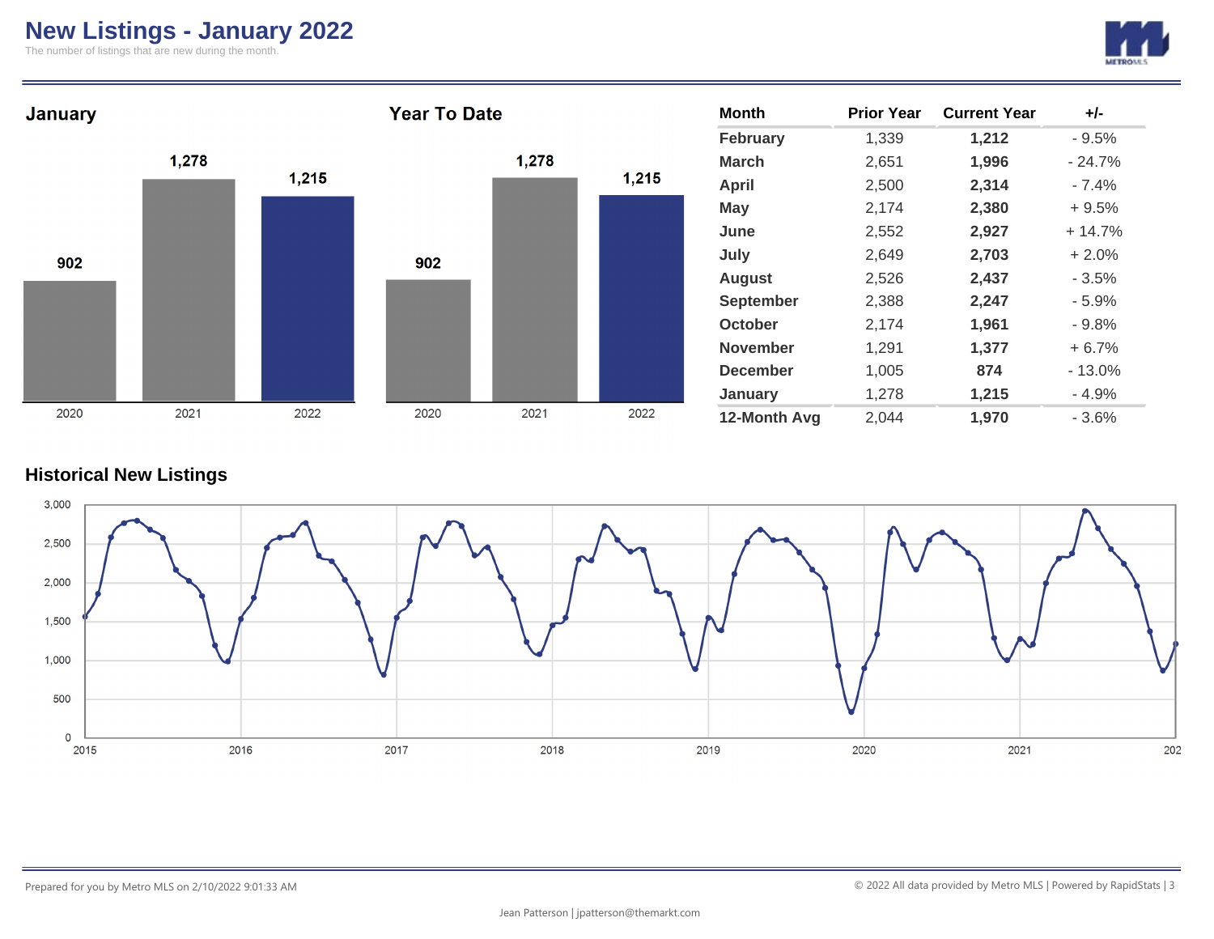# New Listings - January 2022

The number of listings that are new during the month.

## January

| Year | New Listings |
|---|---|
| 2020 | 902 |
| 2021 | 1,278 |
| 2022 | 1,215 |

## Year To Date

| Year | New Listings |
|---|---|
| 2020 | 902 |
| 2021 | 1,278 |
| 2022 | 1,215 |

| Month | Prior Year | Current Year | +/- |
|---|---|---|---|
| February | 1,339 | **1,212** | - 9.5% |
| March | 2,651 | **1,996** | - 24.7% |
| April | 2,500 | **2,314** | - 7.4% |
| May | 2,174 | **2,380** | + 9.5% |
| June | 2,552 | **2,927** | + 14.7% |
| July | 2,649 | **2,703** | + 2.0% |
| August | 2,526 | **2,437** | - 3.5% |
| September | 2,388 | **2,247** | - 5.9% |
| October | 2,174 | **1,961** | - 9.8% |
| November | 1,291 | **1,377** | + 6.7% |
| December | 1,005 | **874** | - 13.0% |
| January | 1,278 | **1,215** | - 4.9% |
| **12-Month Avg** | 2,044 | **1,970** | - 3.6% |

## Historical New Listings

Prepared for you by Metro MLS on 2/10/2022 9:01:33 AM

© 2022 All data provided by Metro MLS | Powered by RapidStats

Jean Patterson | jpatterson@themarkt.com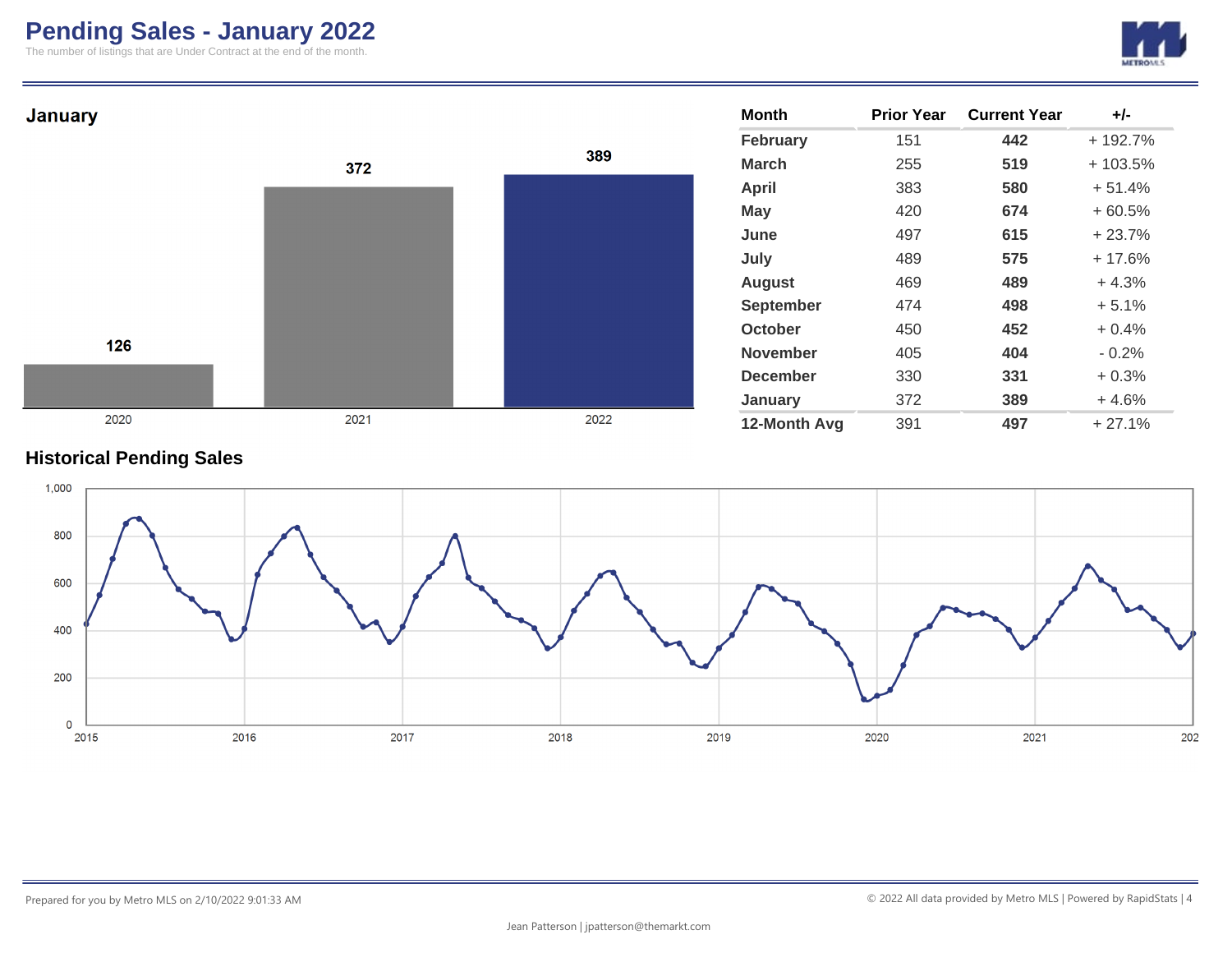# Pending Sales - January 2022

The number of listings that are Under Contract at the end of the month.

## January

| Year | Pending Sales |
|---|---|
| 2020 | 126 |
| 2021 | 372 |
| 2022 | 389 |

| Month | Prior Year | Current Year | +/- |
|---|---|---|---|
| February | 151 | **442** | + 192.7% |
| March | 255 | **519** | + 103.5% |
| April | 383 | **580** | + 51.4% |
| May | 420 | **674** | + 60.5% |
| June | 497 | **615** | + 23.7% |
| July | 489 | **575** | + 17.6% |
| August | 469 | **489** | + 4.3% |
| September | 474 | **498** | + 5.1% |
| October | 450 | **452** | + 0.4% |
| November | 405 | **404** | - 0.2% |
| December | 330 | **331** | + 0.3% |
| January | 372 | **389** | + 4.6% |
| **12-Month Avg** | 391 | **497** | + 27.1% |

## Historical Pending Sales

Prepared for you by Metro MLS on 2/10/2022 9:01:33 AM

© 2022 All data provided by Metro MLS | Powered by RapidStats

Jean Patterson | jpatterson@themarkt.com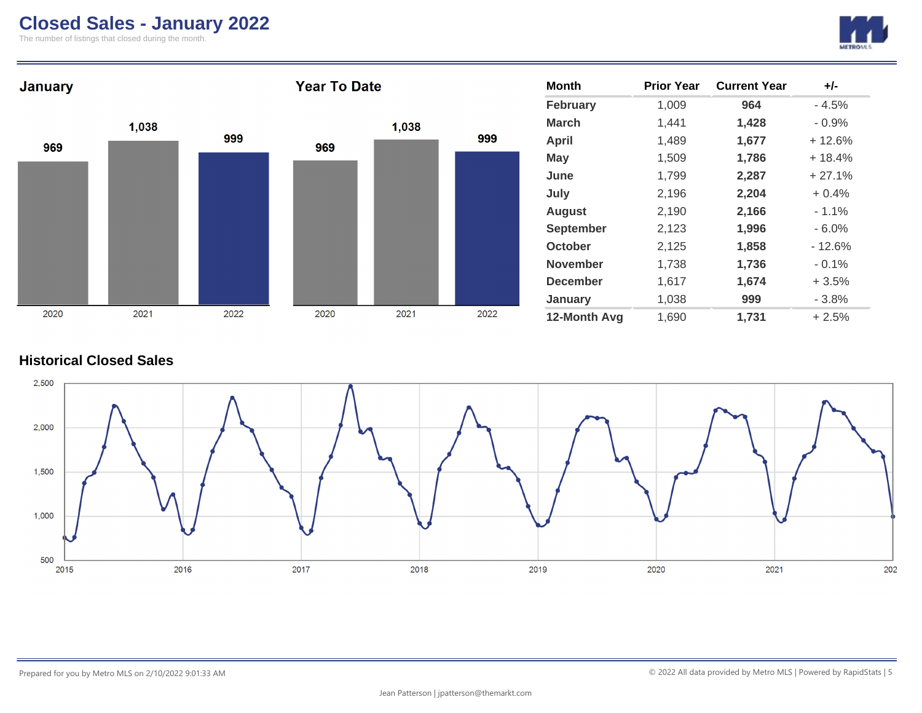# Closed Sales - January 2022

The number of listings that closed during the month.

## January

| 2020 | 2021 | 2022 |
|---|---|---|
| 969 | 1,038 | 999 |

## Year To Date

| 2020 | 2021 | 2022 |
|---|---|---|
| 969 | 1,038 | 999 |

| Month | Prior Year | Current Year | +/- |
|---|---|---|---|
| February | 1,009 | **964** | - 4.5% |
| March | 1,441 | **1,428** | - 0.9% |
| April | 1,489 | **1,677** | + 12.6% |
| May | 1,509 | **1,786** | + 18.4% |
| June | 1,799 | **2,287** | + 27.1% |
| July | 2,196 | **2,204** | + 0.4% |
| August | 2,190 | **2,166** | - 1.1% |
| September | 2,123 | **1,996** | - 6.0% |
| October | 2,125 | **1,858** | - 12.6% |
| November | 1,738 | **1,736** | - 0.1% |
| December | 1,617 | **1,674** | + 3.5% |
| January | 1,038 | **999** | - 3.8% |
| **12-Month Avg** | 1,690 | **1,731** | + 2.5% |

## Historical Closed Sales

Prepared for you by Metro MLS on 2/10/2022 9:01:33 AM

© 2022 All data provided by Metro MLS | Powered by RapidStats

Jean Patterson | jpatterson@themarkt.com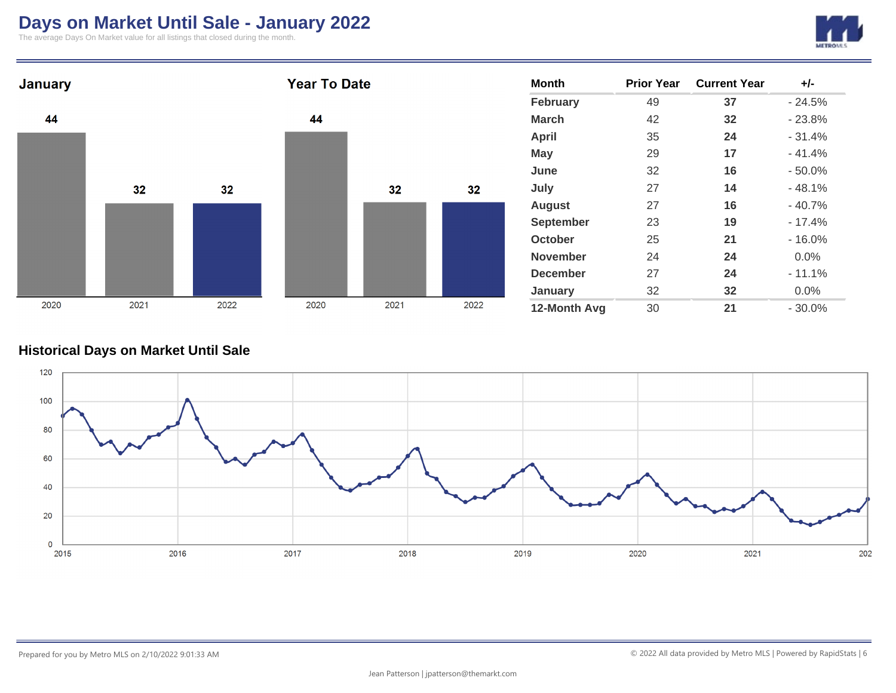# Days on Market Until Sale - January 2022

The average Days On Market value for all listings that closed during the month.

## January

| 2020 | 2021 | 2022 |
|---|---|---|
| 44 | 32 | 32 |

## Year To Date

| 2020 | 2021 | 2022 |
|---|---|---|
| 44 | 32 | 32 |

| Month | Prior Year | Current Year | +/- |
|---|---|---|---|
| February | 49 | **37** | - 24.5% |
| March | 42 | **32** | - 23.8% |
| April | 35 | **24** | - 31.4% |
| May | 29 | **17** | - 41.4% |
| June | 32 | **16** | - 50.0% |
| July | 27 | **14** | - 48.1% |
| August | 27 | **16** | - 40.7% |
| September | 23 | **19** | - 17.4% |
| October | 25 | **21** | - 16.0% |
| November | 24 | **24** | 0.0% |
| December | 27 | **24** | - 11.1% |
| January | 32 | **32** | 0.0% |
| **12-Month Avg** | 30 | **21** | - 30.0% |

## Historical Days on Market Until Sale

Prepared for you by Metro MLS on 2/10/2022 9:01:33 AM

© 2022 All data provided by Metro MLS | Powered by RapidStats

Jean Patterson | jpatterson@themarkt.com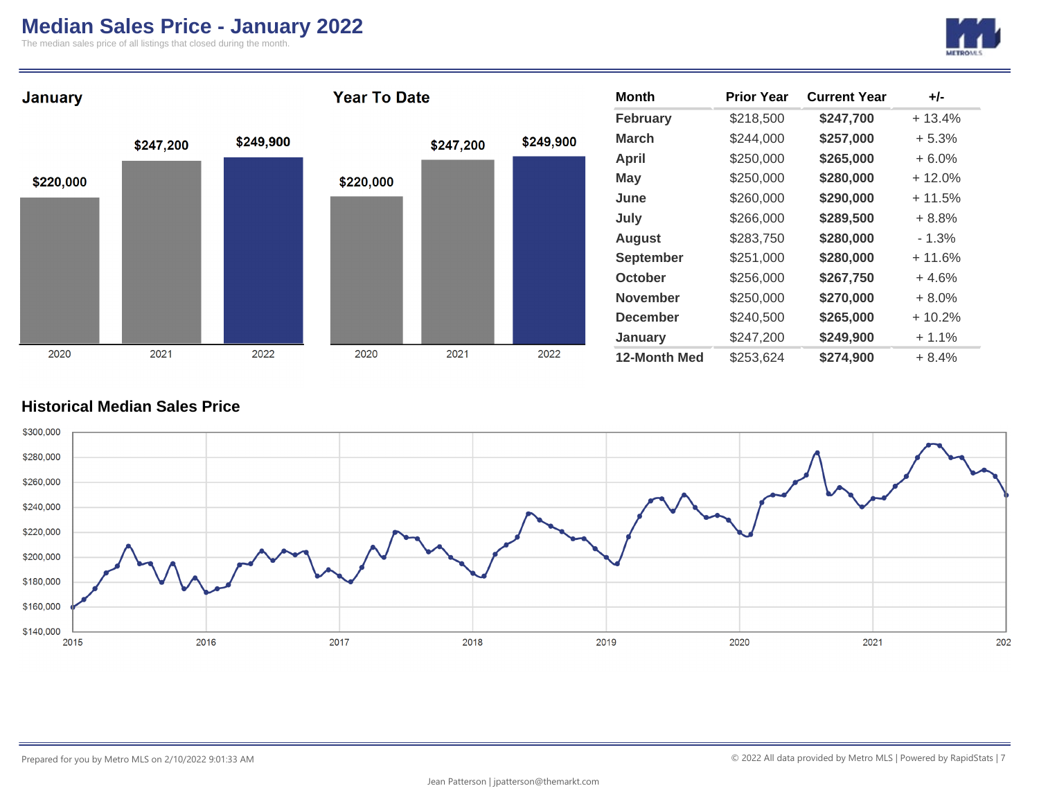# Median Sales Price - January 2022

The median sales price of all listings that closed during the month.

## January

| Year | Median Sales Price |
|---|---|
| 2020 | $220,000 |
| 2021 | $247,200 |
| 2022 | $249,900 |

## Year To Date

| Year | Median Sales Price |
|---|---|
| 2020 | $220,000 |
| 2021 | $247,200 |
| 2022 | $249,900 |

| Month | Prior Year | Current Year | +/- |
|---|---|---|---|
| February | $218,500 | **$247,700** | + 13.4% |
| March | $244,000 | **$257,000** | + 5.3% |
| April | $250,000 | **$265,000** | + 6.0% |
| May | $250,000 | **$280,000** | + 12.0% |
| June | $260,000 | **$290,000** | + 11.5% |
| July | $266,000 | **$289,500** | + 8.8% |
| August | $283,750 | **$280,000** | - 1.3% |
| September | $251,000 | **$280,000** | + 11.6% |
| October | $256,000 | **$267,750** | + 4.6% |
| November | $250,000 | **$270,000** | + 8.0% |
| December | $240,500 | **$265,000** | + 10.2% |
| January | $247,200 | **$249,900** | + 1.1% |
| **12-Month Med** | $253,624 | **$274,900** | + 8.4% |

## Historical Median Sales Price

Prepared for you by Metro MLS on 2/10/2022 9:01:33 AM

© 2022 All data provided by Metro MLS | Powered by RapidStats

Jean Patterson | jpatterson@themarkt.com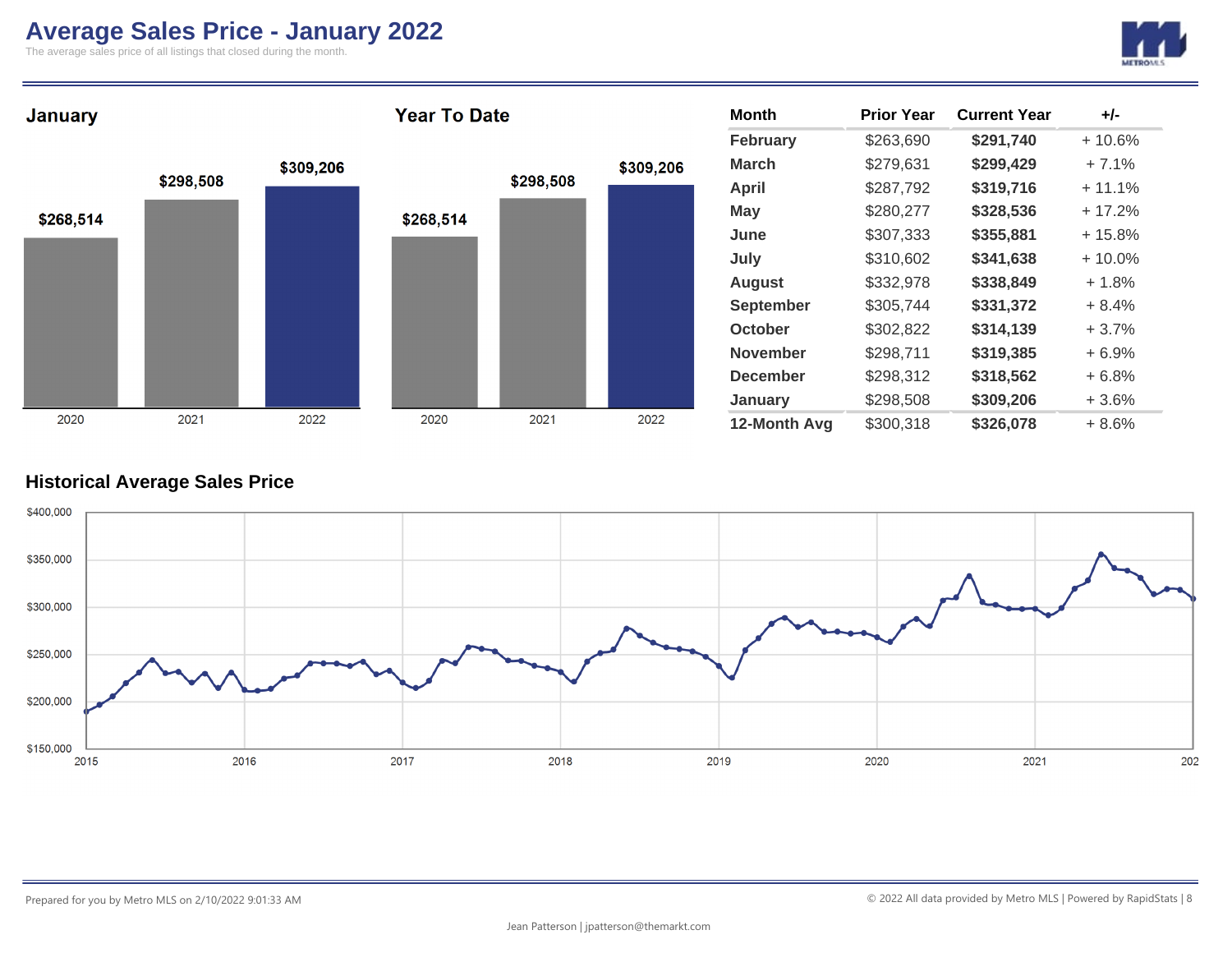# Average Sales Price - January 2022

The average sales price of all listings that closed during the month.

## January

| Year | Average Sales Price |
|---|---|
| 2020 | $268,514 |
| 2021 | $298,508 |
| 2022 | $309,206 |

## Year To Date

| Year | Average Sales Price |
|---|---|
| 2020 | $268,514 |
| 2021 | $298,508 |
| 2022 | $309,206 |

| Month | Prior Year | Current Year | +/- |
|---|---|---|---|
| February | $263,690 | **$291,740** | + 10.6% |
| March | $279,631 | **$299,429** | + 7.1% |
| April | $287,792 | **$319,716** | + 11.1% |
| May | $280,277 | **$328,536** | + 17.2% |
| June | $307,333 | **$355,881** | + 15.8% |
| July | $310,602 | **$341,638** | + 10.0% |
| August | $332,978 | **$338,849** | + 1.8% |
| September | $305,744 | **$331,372** | + 8.4% |
| October | $302,822 | **$314,139** | + 3.7% |
| November | $298,711 | **$319,385** | + 6.9% |
| December | $298,312 | **$318,562** | + 6.8% |
| January | $298,508 | **$309,206** | + 3.6% |
| **12-Month Avg** | $300,318 | **$326,078** | + 8.6% |

## Historical Average Sales Price

Prepared for you by Metro MLS on 2/10/2022 9:01:33 AM

© 2022 All data provided by Metro MLS | Powered by RapidStats

Jean Patterson | jpatterson@themarkt.com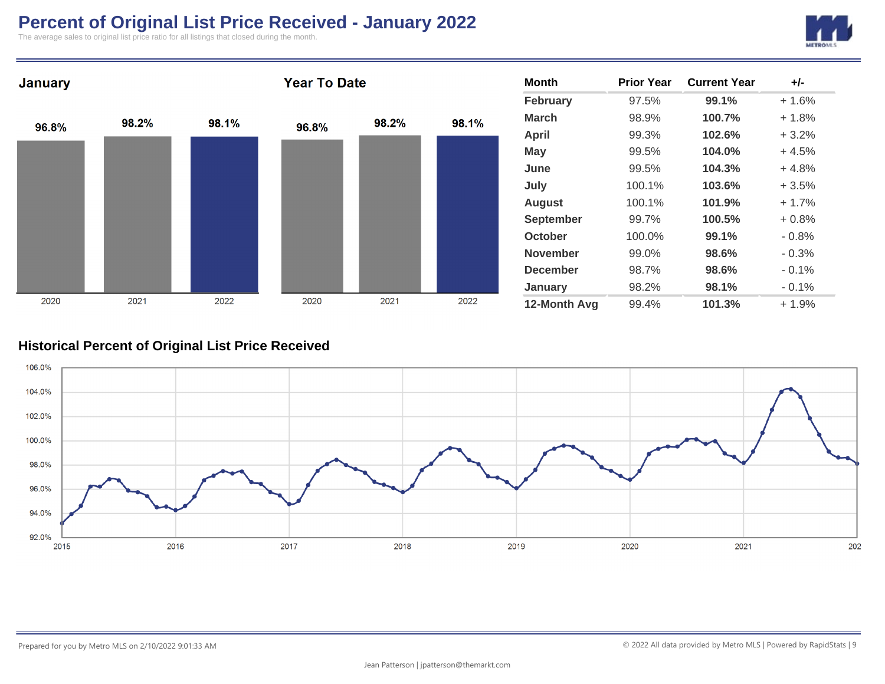# Percent of Original List Price Received - January 2022

The average sales to original list price ratio for all listings that closed during the month.

## January

| 2020 | 2021 | 2022 |
|---|---|---|
| 96.8% | 98.2% | 98.1% |

## Year To Date

| 2020 | 2021 | 2022 |
|---|---|---|
| 96.8% | 98.2% | 98.1% |

| Month | Prior Year | Current Year | +/- |
|---|---|---|---|
| February | 97.5% | **99.1%** | + 1.6% |
| March | 98.9% | **100.7%** | + 1.8% |
| April | 99.3% | **102.6%** | + 3.2% |
| May | 99.5% | **104.0%** | + 4.5% |
| June | 99.5% | **104.3%** | + 4.8% |
| July | 100.1% | **103.6%** | + 3.5% |
| August | 100.1% | **101.9%** | + 1.7% |
| September | 99.7% | **100.5%** | + 0.8% |
| October | 100.0% | **99.1%** | - 0.8% |
| November | 99.0% | **98.6%** | - 0.3% |
| December | 98.7% | **98.6%** | - 0.1% |
| January | 98.2% | **98.1%** | - 0.1% |
| **12-Month Avg** | 99.4% | **101.3%** | + 1.9% |

## Historical Percent of Original List Price Received

Prepared for you by Metro MLS on 2/10/2022 9:01:33 AM

© 2022 All data provided by Metro MLS | Powered by RapidStats

Jean Patterson | jpatterson@themarkt.com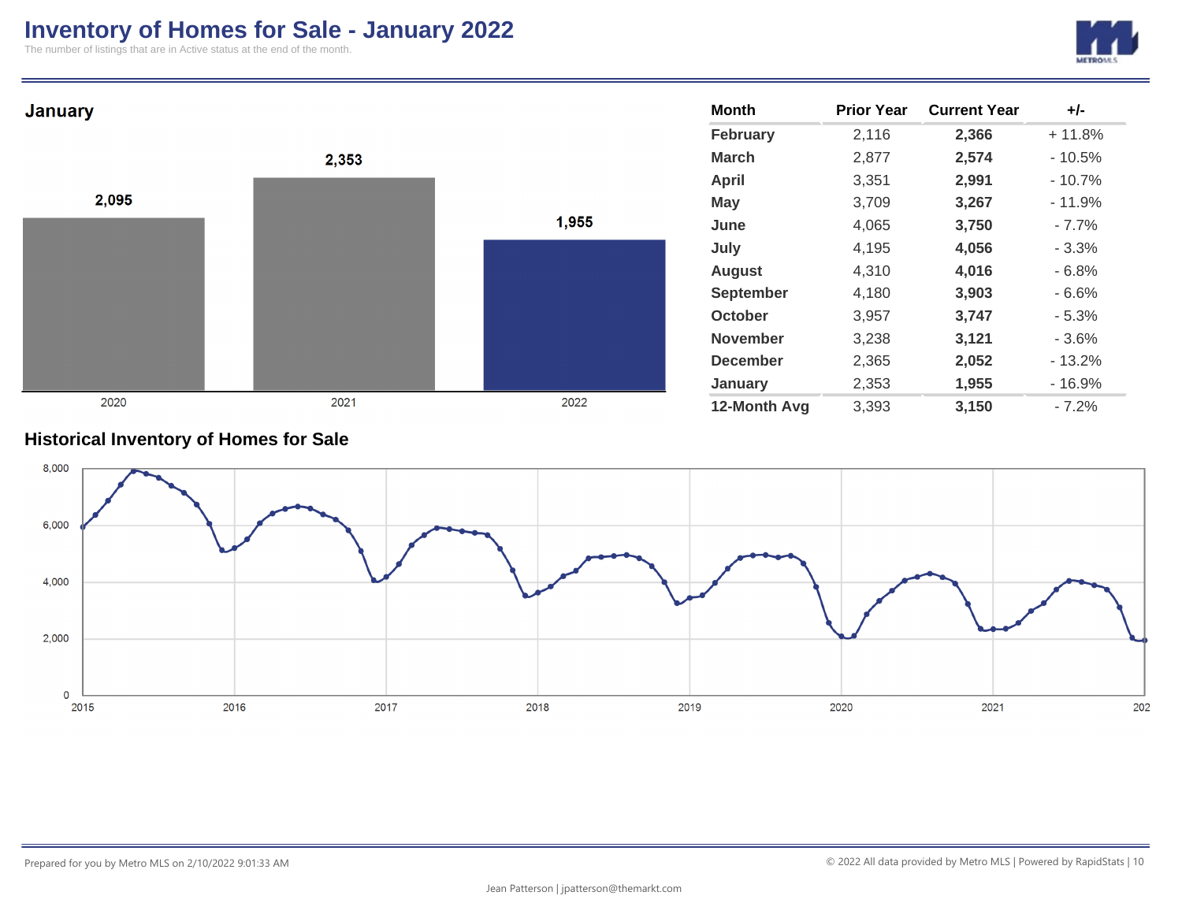# Inventory of Homes for Sale - January 2022

The number of listings that are in Active status at the end of the month.

## January

| Year | Inventory |
|---|---|
| 2020 | 2,095 |
| 2021 | 2,353 |
| 2022 | 1,955 |

| Month | Prior Year | Current Year | +/- |
|---|---|---|---|
| February | 2,116 | **2,366** | + 11.8% |
| March | 2,877 | **2,574** | - 10.5% |
| April | 3,351 | **2,991** | - 10.7% |
| May | 3,709 | **3,267** | - 11.9% |
| June | 4,065 | **3,750** | - 7.7% |
| July | 4,195 | **4,056** | - 3.3% |
| August | 4,310 | **4,016** | - 6.8% |
| September | 4,180 | **3,903** | - 6.6% |
| October | 3,957 | **3,747** | - 5.3% |
| November | 3,238 | **3,121** | - 3.6% |
| December | 2,365 | **2,052** | - 13.2% |
| January | 2,353 | **1,955** | - 16.9% |
| **12-Month Avg** | 3,393 | **3,150** | - 7.2% |

## Historical Inventory of Homes for Sale

Prepared for you by Metro MLS on 2/10/2022 9:01:33 AM

© 2022 All data provided by Metro MLS | Powered by RapidStats

Jean Patterson | jpatterson@themarkt.com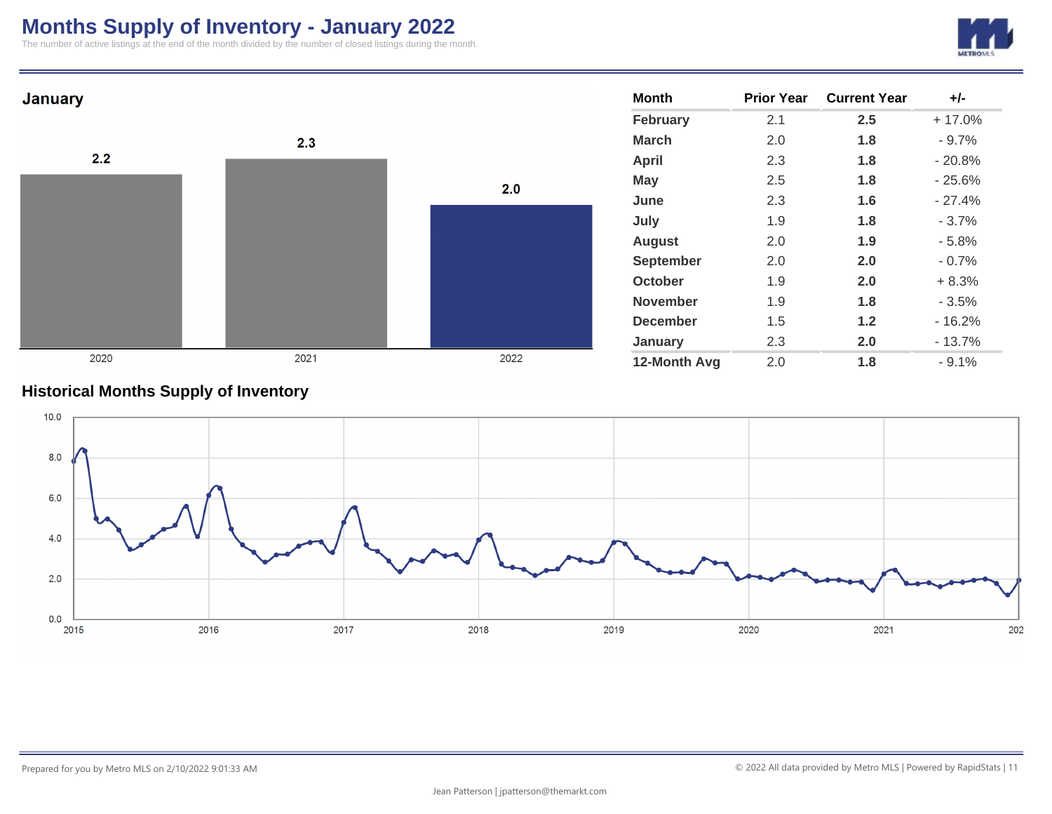# Months Supply of Inventory - January 2022

The number of active listings at the end of the month divided by the number of closed listings during the month.

## January

2.2
2.3
2.0
2020
2021
2022

| Month | Prior Year | Current Year | +/- |
| --- | --- | --- | --- |
| February | 2.1 | **2.5** | + 17.0% |
| March | 2.0 | **1.8** | - 9.7% |
| April | 2.3 | **1.8** | - 20.8% |
| May | 2.5 | **1.8** | - 25.6% |
| June | 2.3 | **1.6** | - 27.4% |
| July | 1.9 | **1.8** | - 3.7% |
| August | 2.0 | **1.9** | - 5.8% |
| September | 2.0 | **2.0** | - 0.7% |
| October | 1.9 | **2.0** | + 8.3% |
| November | 1.9 | **1.8** | - 3.5% |
| December | 1.5 | **1.2** | - 16.2% |
| January | 2.3 | **2.0** | - 13.7% |
| **12-Month Avg** | 2.0 | **1.8** | - 9.1% |

## Historical Months Supply of Inventory

10.0
8.0
6.0
4.0
2.0
0.0
2015
2016
2017
2018
2019
2020
2021
202

Prepared for you by Metro MLS on 2/10/2022 9:01:33 AM

© 2022 All data provided by Metro MLS | Powered by RapidStats

Jean Patterson | jpatterson@themarkt.com